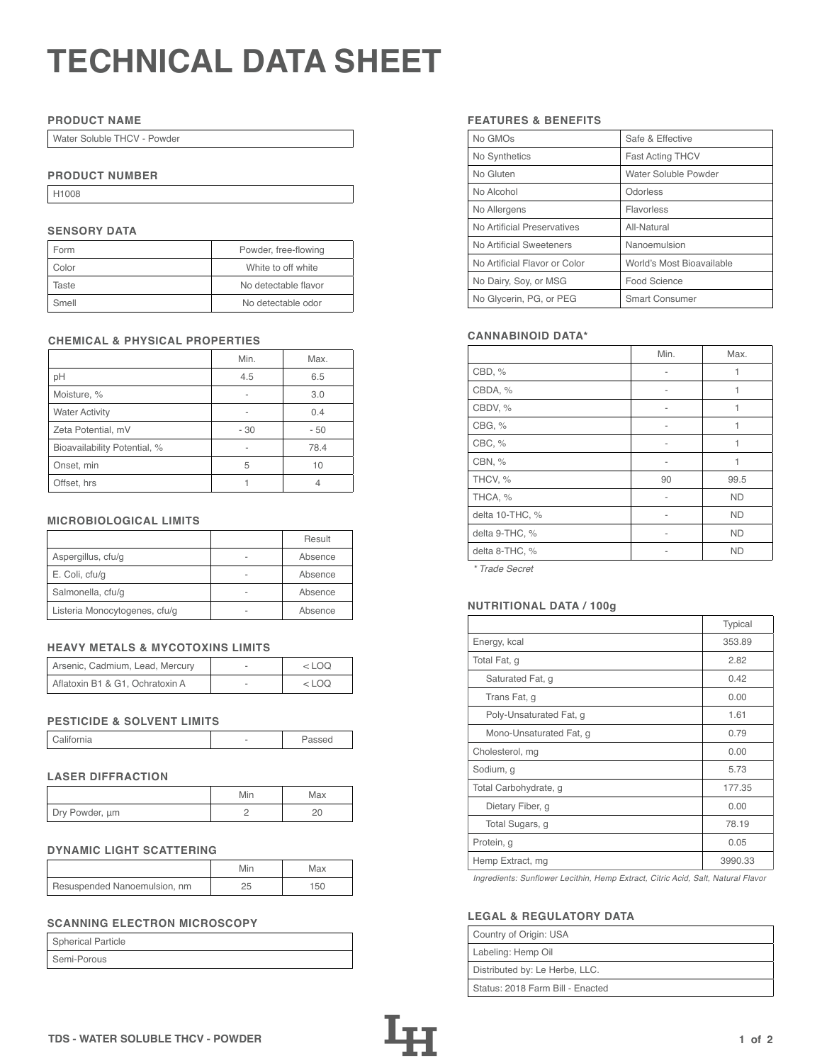# TECHNICAL DATA SHEET

## PRODUCT NAME

| Water Soluble THCV - Powder |
|---|

## PRODUCT NUMBER

| H1008 |
|---|

## SENSORY DATA

| | |
|---|---|
| Form | Powder, free-flowing |
| Color | White to off white |
| Taste | No detectable flavor |
| Smell | No detectable odor |

## CHEMICAL & PHYSICAL PROPERTIES

| | Min. | Max. |
|---|---|---|
| pH | 4.5 | 6.5 |
| Moisture, % | - | 3.0 |
| Water Activity | - | 0.4 |
| Zeta Potential, mV | - 30 | - 50 |
| Bioavailability Potential, % | - | 78.4 |
| Onset, min | 5 | 10 |
| Offset, hrs | 1 | 4 |

## MICROBIOLOGICAL LIMITS

| | | Result |
|---|---|---|
| Aspergillus, cfu/g | - | Absence |
| E. Coli, cfu/g | - | Absence |
| Salmonella, cfu/g | - | Absence |
| Listeria Monocytogenes, cfu/g | - | Absence |

## HEAVY METALS & MYCOTOXINS LIMITS

| | | |
|---|---|---|
| Arsenic, Cadmium, Lead, Mercury | - | < LOQ |
| Aflatoxin B1 & G1, Ochratoxin A | - | < LOQ |

## PESTICIDE & SOLVENT LIMITS

| | | |
|---|---|---|
| California | - | Passed |

## LASER DIFFRACTION

| | Min | Max |
|---|---|---|
| Dry Powder, µm | 2 | 20 |

## DYNAMIC LIGHT SCATTERING

| | Min | Max |
|---|---|---|
| Resuspended Nanoemulsion, nm | 25 | 150 |

## SCANNING ELECTRON MICROSCOPY

| Spherical Particle |
|---|
| Semi-Porous |

## FEATURES & BENEFITS

| | |
|---|---|
| No GMOs | Safe & Effective |
| No Synthetics | Fast Acting THCV |
| No Gluten | Water Soluble Powder |
| No Alcohol | Odorless |
| No Allergens | Flavorless |
| No Artificial Preservatives | All-Natural |
| No Artificial Sweeteners | Nanoemulsion |
| No Artificial Flavor or Color | World's Most Bioavailable |
| No Dairy, Soy, or MSG | Food Science |
| No Glycerin, PG, or PEG | Smart Consumer |

## CANNABINOID DATA*

| | Min. | Max. |
|---|---|---|
| CBD, % | - | 1 |
| CBDA, % | - | 1 |
| CBDV, % | - | 1 |
| CBG, % | - | 1 |
| CBC, % | - | 1 |
| CBN, % | - | 1 |
| THCV, % | 90 | 99.5 |
| THCA, % | - | ND |
| delta 10-THC, % | - | ND |
| delta 9-THC, % | - | ND |
| delta 8-THC, % | - | ND |

*\* Trade Secret*

## NUTRITIONAL DATA / 100g

| | Typical |
|---|---|
| Energy, kcal | 353.89 |
| Total Fat, g | 2.82 |
| Saturated Fat, g | 0.42 |
| Trans Fat, g | 0.00 |
| Poly-Unsaturated Fat, g | 1.61 |
| Mono-Unsaturated Fat, g | 0.79 |
| Cholesterol, mg | 0.00 |
| Sodium, g | 5.73 |
| Total Carbohydrate, g | 177.35 |
| Dietary Fiber, g | 0.00 |
| Total Sugars, g | 78.19 |
| Protein, g | 0.05 |
| Hemp Extract, mg | 3990.33 |

*Ingredients: Sunflower Lecithin, Hemp Extract, Citric Acid, Salt, Natural Flavor*

## LEGAL & REGULATORY DATA

| Country of Origin: USA |
|---|
| Labeling: Hemp Oil |
| Distributed by: Le Herbe, LLC. |
| Status: 2018 Farm Bill - Enacted |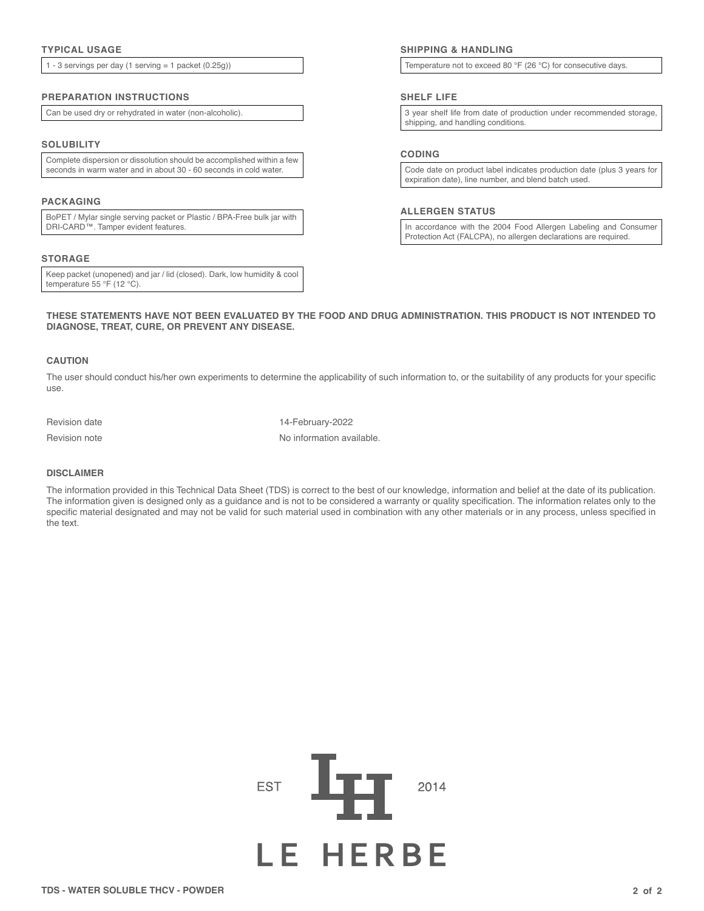### TYPICAL USAGE

1 - 3 servings per day (1 serving = 1 packet (0.25g))

### PREPARATION INSTRUCTIONS

Can be used dry or rehydrated in water (non-alcoholic).

### SOLUBILITY

Complete dispersion or dissolution should be accomplished within a few seconds in warm water and in about 30 - 60 seconds in cold water.

### PACKAGING

BoPET / Mylar single serving packet or Plastic / BPA-Free bulk jar with DRI-CARD™. Tamper evident features.

### STORAGE

Keep packet (unopened) and jar / lid (closed). Dark, low humidity & cool temperature 55 °F (12 °C).

### SHIPPING & HANDLING

Temperature not to exceed 80 °F (26 °C) for consecutive days.

### SHELF LIFE

3 year shelf life from date of production under recommended storage, shipping, and handling conditions.

### CODING

Code date on product label indicates production date (plus 3 years for expiration date), line number, and blend batch used.

### ALLERGEN STATUS

In accordance with the 2004 Food Allergen Labeling and Consumer Protection Act (FALCPA), no allergen declarations are required.

**THESE STATEMENTS HAVE NOT BEEN EVALUATED BY THE FOOD AND DRUG ADMINISTRATION. THIS PRODUCT IS NOT INTENDED TO DIAGNOSE, TREAT, CURE, OR PREVENT ANY DISEASE.**

### CAUTION

The user should conduct his/her own experiments to determine the applicability of such information to, or the suitability of any products for your specific use.

| | |
|---|---|
| Revision date | 14-February-2022 |
| Revision note | No information available. |

### DISCLAIMER

The information provided in this Technical Data Sheet (TDS) is correct to the best of our knowledge, information and belief at the date of its publication. The information given is designed only as a guidance and is not to be considered a warranty or quality specification. The information relates only to the specific material designated and may not be valid for such material used in combination with any other materials or in any process, unless specified in the text.

EST LH 2014

LE HERBE